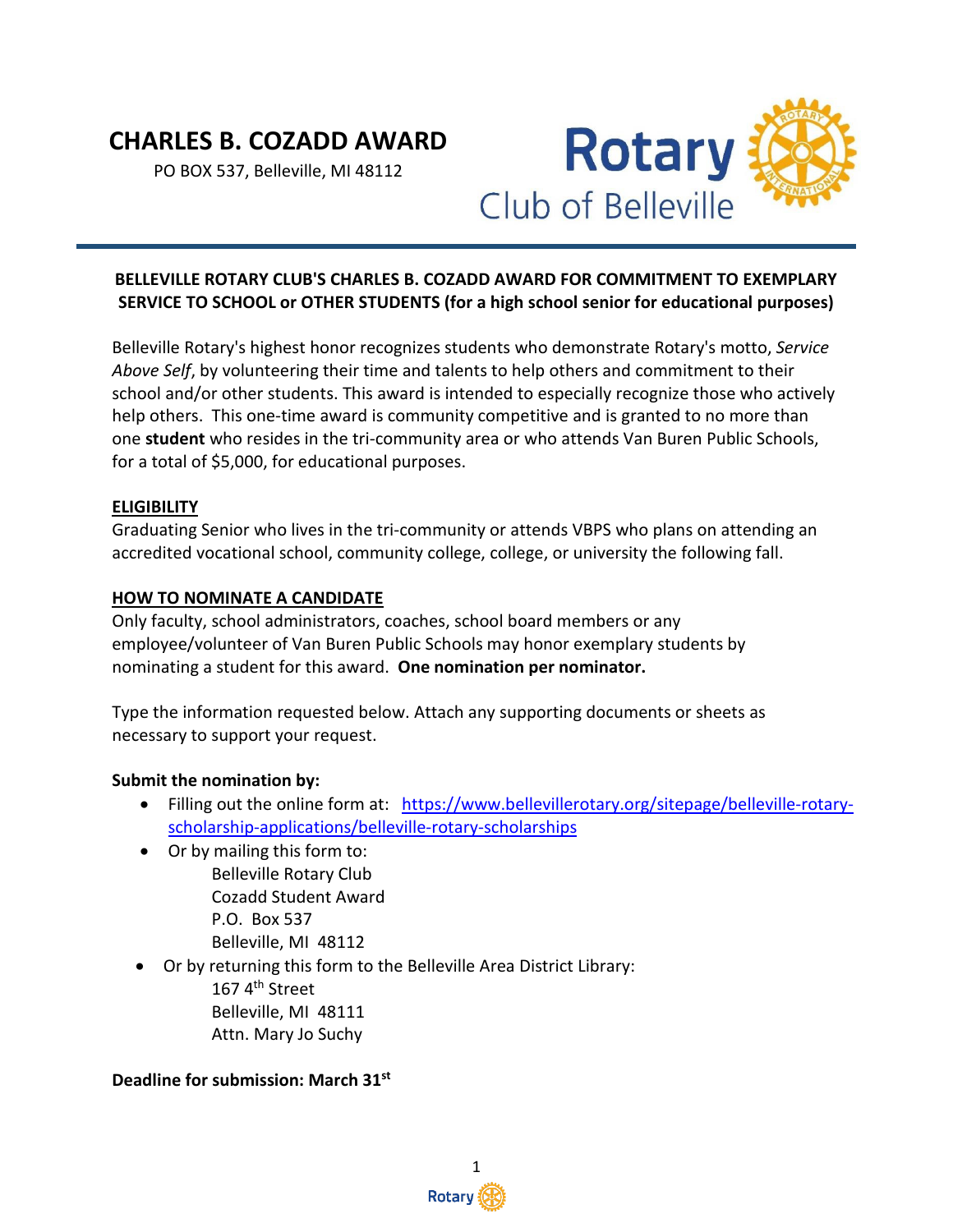# CHARLES B. COZADD AWARD

PO BOX 537, Belleville, MI 48112

Rotary Club of Belleville

---

**BELLEVILLE ROTARY CLUB'S CHARLES B. COZADD AWARD FOR COMMITMENT TO EXEMPLARY SERVICE TO SCHOOL or OTHER STUDENTS (for a high school senior for educational purposes)**

Belleville Rotary's highest honor recognizes students who demonstrate Rotary's motto, *Service Above Self*, by volunteering their time and talents to help others and commitment to their school and/or other students. This award is intended to especially recognize those who actively help others. This one-time award is community competitive and is granted to no more than one **student** who resides in the tri-community area or who attends Van Buren Public Schools, for a total of $5,000, for educational purposes.

**ELIGIBILITY**

Graduating Senior who lives in the tri-community or attends VBPS who plans on attending an accredited vocational school, community college, college, or university the following fall.

**HOW TO NOMINATE A CANDIDATE**

Only faculty, school administrators, coaches, school board members or any employee/volunteer of Van Buren Public Schools may honor exemplary students by nominating a student for this award. **One nomination per nominator.**

Type the information requested below. Attach any supporting documents or sheets as necessary to support your request.

**Submit the nomination by:**

- Filling out the online form at: https://www.bellevillerotary.org/sitepage/belleville-rotary-scholarship-applications/belleville-rotary-scholarships
- Or by mailing this form to:
  Belleville Rotary Club
  Cozadd Student Award
  P.O. Box 537
  Belleville, MI 48112
- Or by returning this form to the Belleville Area District Library:
  167 4th Street
  Belleville, MI 48111
  Attn. Mary Jo Suchy

**Deadline for submission: March 31st**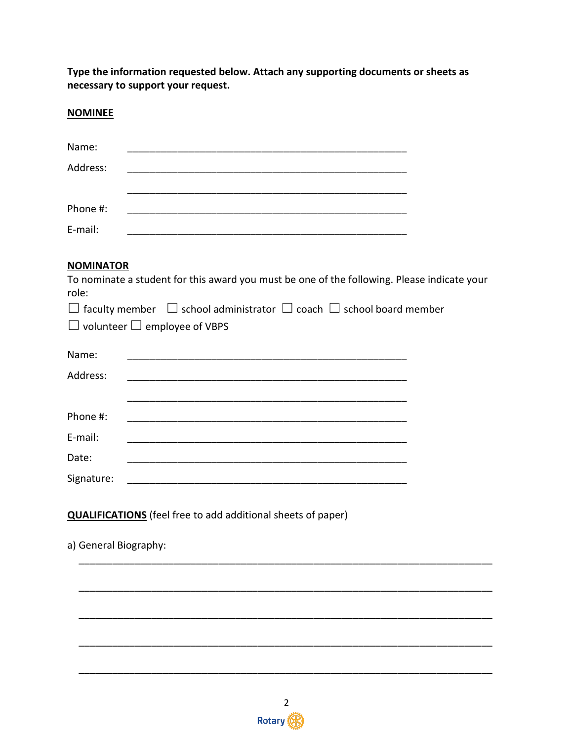**Type the information requested below. Attach any supporting documents or sheets as necessary to support your request.**

**NOMINEE**

Name: ____________________________________________________

Address: ____________________________________________________

____________________________________________________

Phone #: ____________________________________________________

E-mail: ____________________________________________________

**NOMINATOR**

To nominate a student for this award you must be one of the following. Please indicate your role:

☐ faculty member ☐ school administrator ☐ coach ☐ school board member

☐ volunteer ☐ employee of VBPS

Name: ____________________________________________________

Address: ____________________________________________________

____________________________________________________

Phone #: ____________________________________________________

E-mail: ____________________________________________________

Date: ____________________________________________________

Signature: ____________________________________________________

**QUALIFICATIONS** (feel free to add additional sheets of paper)

a) General Biography:

______________________________________________________________________________

______________________________________________________________________________

______________________________________________________________________________

______________________________________________________________________________

______________________________________________________________________________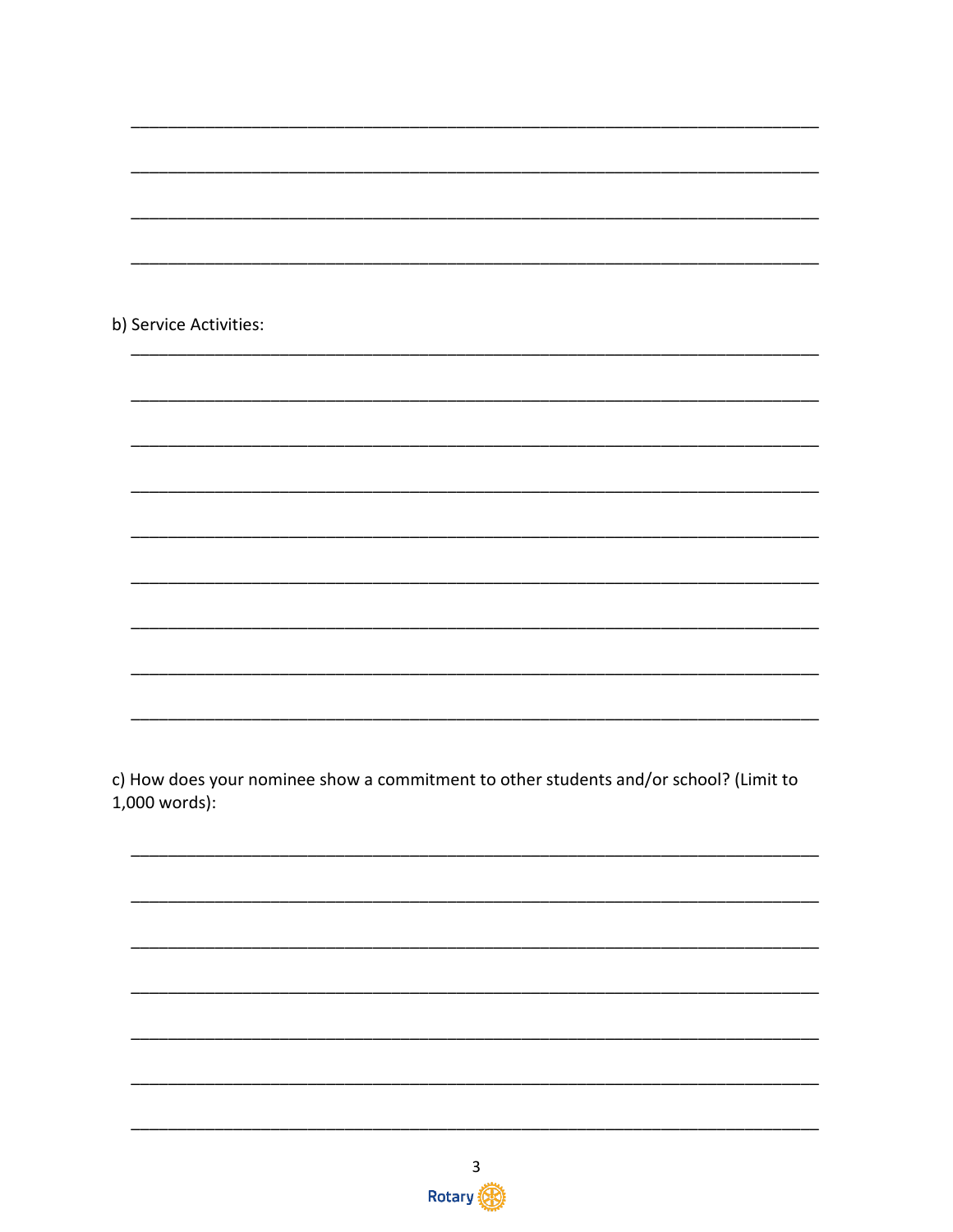____________________________________________________________________________

____________________________________________________________________________

____________________________________________________________________________

____________________________________________________________________________

b) Service Activities:

____________________________________________________________________________

____________________________________________________________________________

____________________________________________________________________________

____________________________________________________________________________

____________________________________________________________________________

____________________________________________________________________________

____________________________________________________________________________

____________________________________________________________________________

____________________________________________________________________________

c) How does your nominee show a commitment to other students and/or school? (Limit to 1,000 words):

____________________________________________________________________________

____________________________________________________________________________

____________________________________________________________________________

____________________________________________________________________________

____________________________________________________________________________

____________________________________________________________________________

____________________________________________________________________________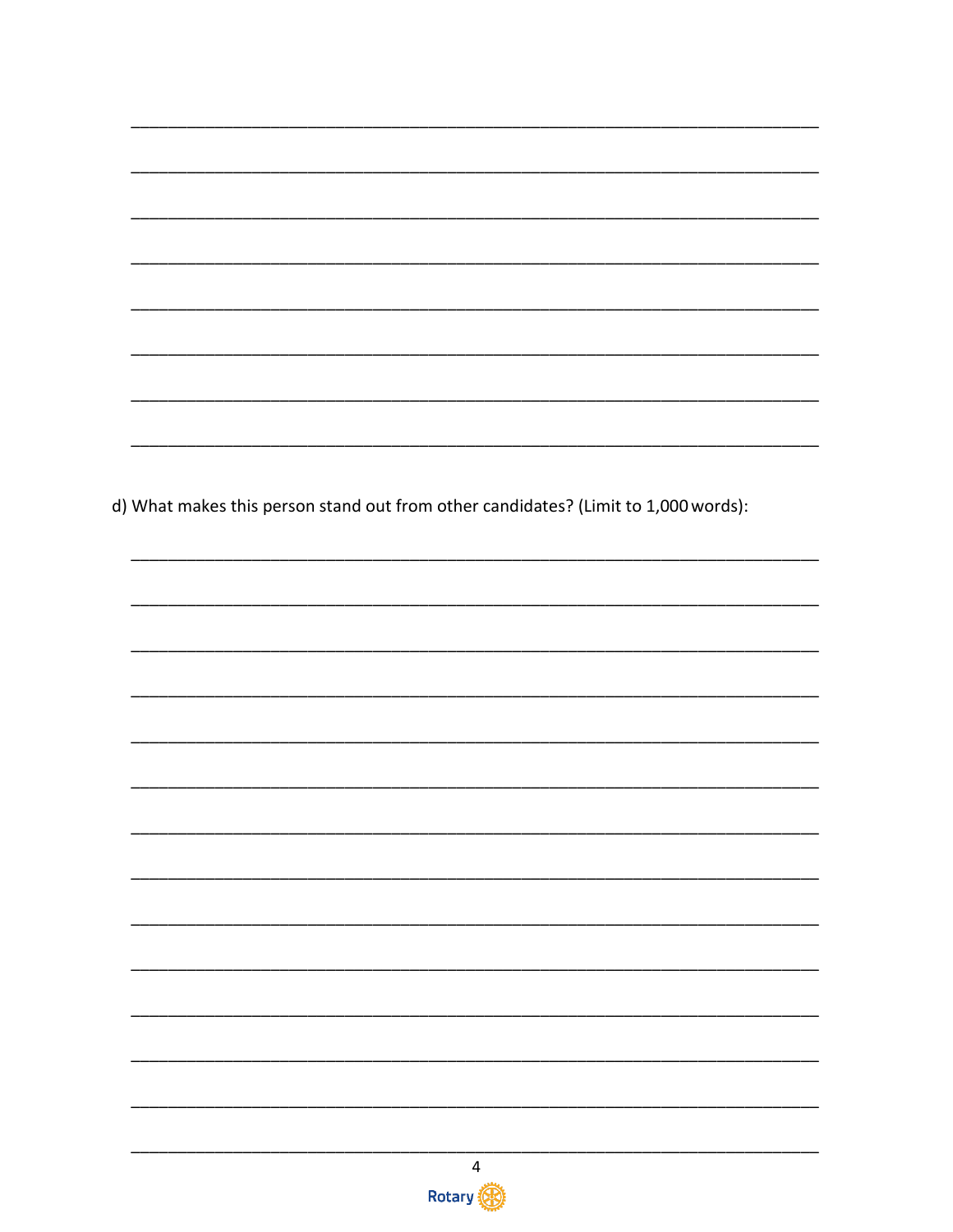\_\_\_\_\_\_\_\_\_\_\_\_\_\_\_\_\_\_\_\_\_\_\_\_\_\_\_\_\_\_\_\_\_\_\_\_\_\_\_\_\_\_\_\_\_\_\_\_\_\_\_\_\_\_\_\_\_\_\_\_\_\_\_\_\_\_\_\_\_\_\_\_

\_\_\_\_\_\_\_\_\_\_\_\_\_\_\_\_\_\_\_\_\_\_\_\_\_\_\_\_\_\_\_\_\_\_\_\_\_\_\_\_\_\_\_\_\_\_\_\_\_\_\_\_\_\_\_\_\_\_\_\_\_\_\_\_\_\_\_\_\_\_\_\_

\_\_\_\_\_\_\_\_\_\_\_\_\_\_\_\_\_\_\_\_\_\_\_\_\_\_\_\_\_\_\_\_\_\_\_\_\_\_\_\_\_\_\_\_\_\_\_\_\_\_\_\_\_\_\_\_\_\_\_\_\_\_\_\_\_\_\_\_\_\_\_\_

\_\_\_\_\_\_\_\_\_\_\_\_\_\_\_\_\_\_\_\_\_\_\_\_\_\_\_\_\_\_\_\_\_\_\_\_\_\_\_\_\_\_\_\_\_\_\_\_\_\_\_\_\_\_\_\_\_\_\_\_\_\_\_\_\_\_\_\_\_\_\_\_

\_\_\_\_\_\_\_\_\_\_\_\_\_\_\_\_\_\_\_\_\_\_\_\_\_\_\_\_\_\_\_\_\_\_\_\_\_\_\_\_\_\_\_\_\_\_\_\_\_\_\_\_\_\_\_\_\_\_\_\_\_\_\_\_\_\_\_\_\_\_\_\_

\_\_\_\_\_\_\_\_\_\_\_\_\_\_\_\_\_\_\_\_\_\_\_\_\_\_\_\_\_\_\_\_\_\_\_\_\_\_\_\_\_\_\_\_\_\_\_\_\_\_\_\_\_\_\_\_\_\_\_\_\_\_\_\_\_\_\_\_\_\_\_\_

\_\_\_\_\_\_\_\_\_\_\_\_\_\_\_\_\_\_\_\_\_\_\_\_\_\_\_\_\_\_\_\_\_\_\_\_\_\_\_\_\_\_\_\_\_\_\_\_\_\_\_\_\_\_\_\_\_\_\_\_\_\_\_\_\_\_\_\_\_\_\_\_

\_\_\_\_\_\_\_\_\_\_\_\_\_\_\_\_\_\_\_\_\_\_\_\_\_\_\_\_\_\_\_\_\_\_\_\_\_\_\_\_\_\_\_\_\_\_\_\_\_\_\_\_\_\_\_\_\_\_\_\_\_\_\_\_\_\_\_\_\_\_\_\_

d) What makes this person stand out from other candidates? (Limit to 1,000 words):

\_\_\_\_\_\_\_\_\_\_\_\_\_\_\_\_\_\_\_\_\_\_\_\_\_\_\_\_\_\_\_\_\_\_\_\_\_\_\_\_\_\_\_\_\_\_\_\_\_\_\_\_\_\_\_\_\_\_\_\_\_\_\_\_\_\_\_\_\_\_\_\_

\_\_\_\_\_\_\_\_\_\_\_\_\_\_\_\_\_\_\_\_\_\_\_\_\_\_\_\_\_\_\_\_\_\_\_\_\_\_\_\_\_\_\_\_\_\_\_\_\_\_\_\_\_\_\_\_\_\_\_\_\_\_\_\_\_\_\_\_\_\_\_\_

\_\_\_\_\_\_\_\_\_\_\_\_\_\_\_\_\_\_\_\_\_\_\_\_\_\_\_\_\_\_\_\_\_\_\_\_\_\_\_\_\_\_\_\_\_\_\_\_\_\_\_\_\_\_\_\_\_\_\_\_\_\_\_\_\_\_\_\_\_\_\_\_

\_\_\_\_\_\_\_\_\_\_\_\_\_\_\_\_\_\_\_\_\_\_\_\_\_\_\_\_\_\_\_\_\_\_\_\_\_\_\_\_\_\_\_\_\_\_\_\_\_\_\_\_\_\_\_\_\_\_\_\_\_\_\_\_\_\_\_\_\_\_\_\_

\_\_\_\_\_\_\_\_\_\_\_\_\_\_\_\_\_\_\_\_\_\_\_\_\_\_\_\_\_\_\_\_\_\_\_\_\_\_\_\_\_\_\_\_\_\_\_\_\_\_\_\_\_\_\_\_\_\_\_\_\_\_\_\_\_\_\_\_\_\_\_\_

\_\_\_\_\_\_\_\_\_\_\_\_\_\_\_\_\_\_\_\_\_\_\_\_\_\_\_\_\_\_\_\_\_\_\_\_\_\_\_\_\_\_\_\_\_\_\_\_\_\_\_\_\_\_\_\_\_\_\_\_\_\_\_\_\_\_\_\_\_\_\_\_

\_\_\_\_\_\_\_\_\_\_\_\_\_\_\_\_\_\_\_\_\_\_\_\_\_\_\_\_\_\_\_\_\_\_\_\_\_\_\_\_\_\_\_\_\_\_\_\_\_\_\_\_\_\_\_\_\_\_\_\_\_\_\_\_\_\_\_\_\_\_\_\_

\_\_\_\_\_\_\_\_\_\_\_\_\_\_\_\_\_\_\_\_\_\_\_\_\_\_\_\_\_\_\_\_\_\_\_\_\_\_\_\_\_\_\_\_\_\_\_\_\_\_\_\_\_\_\_\_\_\_\_\_\_\_\_\_\_\_\_\_\_\_\_\_

\_\_\_\_\_\_\_\_\_\_\_\_\_\_\_\_\_\_\_\_\_\_\_\_\_\_\_\_\_\_\_\_\_\_\_\_\_\_\_\_\_\_\_\_\_\_\_\_\_\_\_\_\_\_\_\_\_\_\_\_\_\_\_\_\_\_\_\_\_\_\_\_

\_\_\_\_\_\_\_\_\_\_\_\_\_\_\_\_\_\_\_\_\_\_\_\_\_\_\_\_\_\_\_\_\_\_\_\_\_\_\_\_\_\_\_\_\_\_\_\_\_\_\_\_\_\_\_\_\_\_\_\_\_\_\_\_\_\_\_\_\_\_\_\_

\_\_\_\_\_\_\_\_\_\_\_\_\_\_\_\_\_\_\_\_\_\_\_\_\_\_\_\_\_\_\_\_\_\_\_\_\_\_\_\_\_\_\_\_\_\_\_\_\_\_\_\_\_\_\_\_\_\_\_\_\_\_\_\_\_\_\_\_\_\_\_\_

\_\_\_\_\_\_\_\_\_\_\_\_\_\_\_\_\_\_\_\_\_\_\_\_\_\_\_\_\_\_\_\_\_\_\_\_\_\_\_\_\_\_\_\_\_\_\_\_\_\_\_\_\_\_\_\_\_\_\_\_\_\_\_\_\_\_\_\_\_\_\_\_

\_\_\_\_\_\_\_\_\_\_\_\_\_\_\_\_\_\_\_\_\_\_\_\_\_\_\_\_\_\_\_\_\_\_\_\_\_\_\_\_\_\_\_\_\_\_\_\_\_\_\_\_\_\_\_\_\_\_\_\_\_\_\_\_\_\_\_\_\_\_\_\_

\_\_\_\_\_\_\_\_\_\_\_\_\_\_\_\_\_\_\_\_\_\_\_\_\_\_\_\_\_\_\_\_\_\_\_\_\_\_\_\_\_\_\_\_\_\_\_\_\_\_\_\_\_\_\_\_\_\_\_\_\_\_\_\_\_\_\_\_\_\_\_\_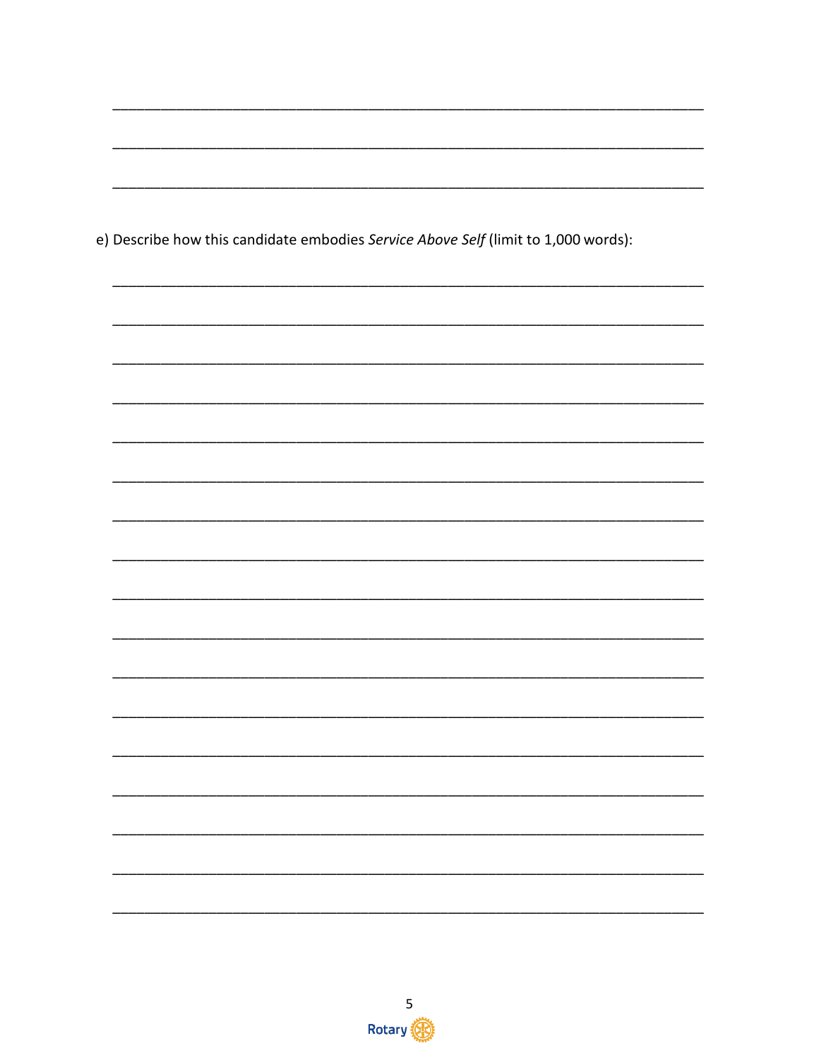\_\_\_\_\_\_\_\_\_\_\_\_\_\_\_\_\_\_\_\_\_\_\_\_\_\_\_\_\_\_\_\_\_\_\_\_\_\_\_\_\_\_\_\_\_\_\_\_\_\_\_\_\_\_\_\_\_\_\_\_\_\_\_\_\_\_\_\_\_\_\_\_\_\_\_\_

\_\_\_\_\_\_\_\_\_\_\_\_\_\_\_\_\_\_\_\_\_\_\_\_\_\_\_\_\_\_\_\_\_\_\_\_\_\_\_\_\_\_\_\_\_\_\_\_\_\_\_\_\_\_\_\_\_\_\_\_\_\_\_\_\_\_\_\_\_\_\_\_\_\_\_\_

\_\_\_\_\_\_\_\_\_\_\_\_\_\_\_\_\_\_\_\_\_\_\_\_\_\_\_\_\_\_\_\_\_\_\_\_\_\_\_\_\_\_\_\_\_\_\_\_\_\_\_\_\_\_\_\_\_\_\_\_\_\_\_\_\_\_\_\_\_\_\_\_\_\_\_\_

e) Describe how this candidate embodies *Service Above Self* (limit to 1,000 words):

\_\_\_\_\_\_\_\_\_\_\_\_\_\_\_\_\_\_\_\_\_\_\_\_\_\_\_\_\_\_\_\_\_\_\_\_\_\_\_\_\_\_\_\_\_\_\_\_\_\_\_\_\_\_\_\_\_\_\_\_\_\_\_\_\_\_\_\_\_\_\_\_\_\_\_\_

\_\_\_\_\_\_\_\_\_\_\_\_\_\_\_\_\_\_\_\_\_\_\_\_\_\_\_\_\_\_\_\_\_\_\_\_\_\_\_\_\_\_\_\_\_\_\_\_\_\_\_\_\_\_\_\_\_\_\_\_\_\_\_\_\_\_\_\_\_\_\_\_\_\_\_\_

\_\_\_\_\_\_\_\_\_\_\_\_\_\_\_\_\_\_\_\_\_\_\_\_\_\_\_\_\_\_\_\_\_\_\_\_\_\_\_\_\_\_\_\_\_\_\_\_\_\_\_\_\_\_\_\_\_\_\_\_\_\_\_\_\_\_\_\_\_\_\_\_\_\_\_\_

\_\_\_\_\_\_\_\_\_\_\_\_\_\_\_\_\_\_\_\_\_\_\_\_\_\_\_\_\_\_\_\_\_\_\_\_\_\_\_\_\_\_\_\_\_\_\_\_\_\_\_\_\_\_\_\_\_\_\_\_\_\_\_\_\_\_\_\_\_\_\_\_\_\_\_\_

\_\_\_\_\_\_\_\_\_\_\_\_\_\_\_\_\_\_\_\_\_\_\_\_\_\_\_\_\_\_\_\_\_\_\_\_\_\_\_\_\_\_\_\_\_\_\_\_\_\_\_\_\_\_\_\_\_\_\_\_\_\_\_\_\_\_\_\_\_\_\_\_\_\_\_\_

\_\_\_\_\_\_\_\_\_\_\_\_\_\_\_\_\_\_\_\_\_\_\_\_\_\_\_\_\_\_\_\_\_\_\_\_\_\_\_\_\_\_\_\_\_\_\_\_\_\_\_\_\_\_\_\_\_\_\_\_\_\_\_\_\_\_\_\_\_\_\_\_\_\_\_\_

\_\_\_\_\_\_\_\_\_\_\_\_\_\_\_\_\_\_\_\_\_\_\_\_\_\_\_\_\_\_\_\_\_\_\_\_\_\_\_\_\_\_\_\_\_\_\_\_\_\_\_\_\_\_\_\_\_\_\_\_\_\_\_\_\_\_\_\_\_\_\_\_\_\_\_\_

\_\_\_\_\_\_\_\_\_\_\_\_\_\_\_\_\_\_\_\_\_\_\_\_\_\_\_\_\_\_\_\_\_\_\_\_\_\_\_\_\_\_\_\_\_\_\_\_\_\_\_\_\_\_\_\_\_\_\_\_\_\_\_\_\_\_\_\_\_\_\_\_\_\_\_\_

\_\_\_\_\_\_\_\_\_\_\_\_\_\_\_\_\_\_\_\_\_\_\_\_\_\_\_\_\_\_\_\_\_\_\_\_\_\_\_\_\_\_\_\_\_\_\_\_\_\_\_\_\_\_\_\_\_\_\_\_\_\_\_\_\_\_\_\_\_\_\_\_\_\_\_\_

\_\_\_\_\_\_\_\_\_\_\_\_\_\_\_\_\_\_\_\_\_\_\_\_\_\_\_\_\_\_\_\_\_\_\_\_\_\_\_\_\_\_\_\_\_\_\_\_\_\_\_\_\_\_\_\_\_\_\_\_\_\_\_\_\_\_\_\_\_\_\_\_\_\_\_\_

\_\_\_\_\_\_\_\_\_\_\_\_\_\_\_\_\_\_\_\_\_\_\_\_\_\_\_\_\_\_\_\_\_\_\_\_\_\_\_\_\_\_\_\_\_\_\_\_\_\_\_\_\_\_\_\_\_\_\_\_\_\_\_\_\_\_\_\_\_\_\_\_\_\_\_\_

\_\_\_\_\_\_\_\_\_\_\_\_\_\_\_\_\_\_\_\_\_\_\_\_\_\_\_\_\_\_\_\_\_\_\_\_\_\_\_\_\_\_\_\_\_\_\_\_\_\_\_\_\_\_\_\_\_\_\_\_\_\_\_\_\_\_\_\_\_\_\_\_\_\_\_\_

\_\_\_\_\_\_\_\_\_\_\_\_\_\_\_\_\_\_\_\_\_\_\_\_\_\_\_\_\_\_\_\_\_\_\_\_\_\_\_\_\_\_\_\_\_\_\_\_\_\_\_\_\_\_\_\_\_\_\_\_\_\_\_\_\_\_\_\_\_\_\_\_\_\_\_\_

\_\_\_\_\_\_\_\_\_\_\_\_\_\_\_\_\_\_\_\_\_\_\_\_\_\_\_\_\_\_\_\_\_\_\_\_\_\_\_\_\_\_\_\_\_\_\_\_\_\_\_\_\_\_\_\_\_\_\_\_\_\_\_\_\_\_\_\_\_\_\_\_\_\_\_\_

\_\_\_\_\_\_\_\_\_\_\_\_\_\_\_\_\_\_\_\_\_\_\_\_\_\_\_\_\_\_\_\_\_\_\_\_\_\_\_\_\_\_\_\_\_\_\_\_\_\_\_\_\_\_\_\_\_\_\_\_\_\_\_\_\_\_\_\_\_\_\_\_\_\_\_\_

\_\_\_\_\_\_\_\_\_\_\_\_\_\_\_\_\_\_\_\_\_\_\_\_\_\_\_\_\_\_\_\_\_\_\_\_\_\_\_\_\_\_\_\_\_\_\_\_\_\_\_\_\_\_\_\_\_\_\_\_\_\_\_\_\_\_\_\_\_\_\_\_\_\_\_\_

\_\_\_\_\_\_\_\_\_\_\_\_\_\_\_\_\_\_\_\_\_\_\_\_\_\_\_\_\_\_\_\_\_\_\_\_\_\_\_\_\_\_\_\_\_\_\_\_\_\_\_\_\_\_\_\_\_\_\_\_\_\_\_\_\_\_\_\_\_\_\_\_\_\_\_\_